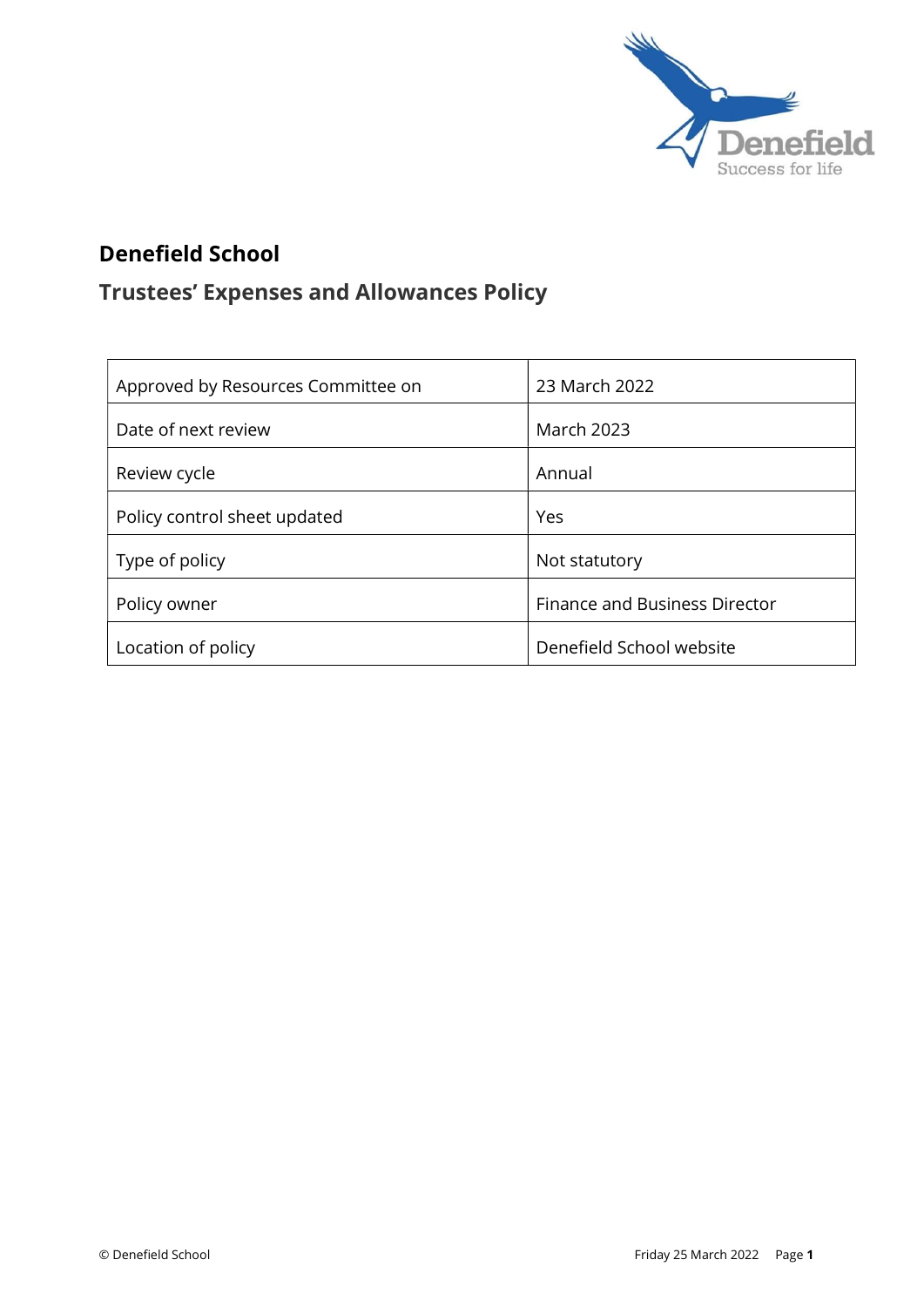# Denefield School

## Trustees' Expenses and Allowances Policy

| | |
|---|---|
| Approved by Resources Committee on | 23 March 2022 |
| Date of next review | March 2023 |
| Review cycle | Annual |
| Policy control sheet updated | Yes |
| Type of policy | Not statutory |
| Policy owner | Finance and Business Director |
| Location of policy | Denefield School website |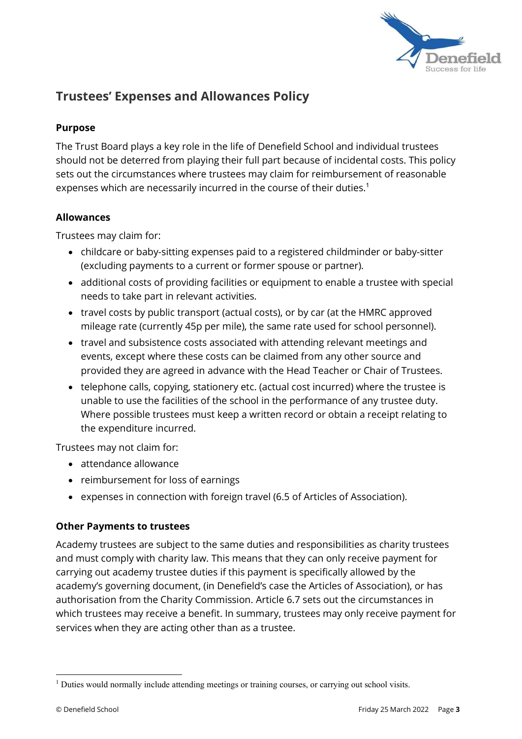## Trustees' Expenses and Allowances Policy

### Purpose

The Trust Board plays a key role in the life of Denefield School and individual trustees should not be deterred from playing their full part because of incidental costs. This policy sets out the circumstances where trustees may claim for reimbursement of reasonable expenses which are necessarily incurred in the course of their duties.[1]

### Allowances

Trustees may claim for:

- childcare or baby-sitting expenses paid to a registered childminder or baby-sitter (excluding payments to a current or former spouse or partner).
- additional costs of providing facilities or equipment to enable a trustee with special needs to take part in relevant activities.
- travel costs by public transport (actual costs), or by car (at the HMRC approved mileage rate (currently 45p per mile), the same rate used for school personnel).
- travel and subsistence costs associated with attending relevant meetings and events, except where these costs can be claimed from any other source and provided they are agreed in advance with the Head Teacher or Chair of Trustees.
- telephone calls, copying, stationery etc. (actual cost incurred) where the trustee is unable to use the facilities of the school in the performance of any trustee duty. Where possible trustees must keep a written record or obtain a receipt relating to the expenditure incurred.

Trustees may not claim for:

- attendance allowance
- reimbursement for loss of earnings
- expenses in connection with foreign travel (6.5 of Articles of Association).

### Other Payments to trustees

Academy trustees are subject to the same duties and responsibilities as charity trustees and must comply with charity law. This means that they can only receive payment for carrying out academy trustee duties if this payment is specifically allowed by the academy's governing document, (in Denefield's case the Articles of Association), or has authorisation from the Charity Commission. Article 6.7 sets out the circumstances in which trustees may receive a benefit. In summary, trustees may only receive payment for services when they are acting other than as a trustee.

---

[1] Duties would normally include attending meetings or training courses, or carrying out school visits.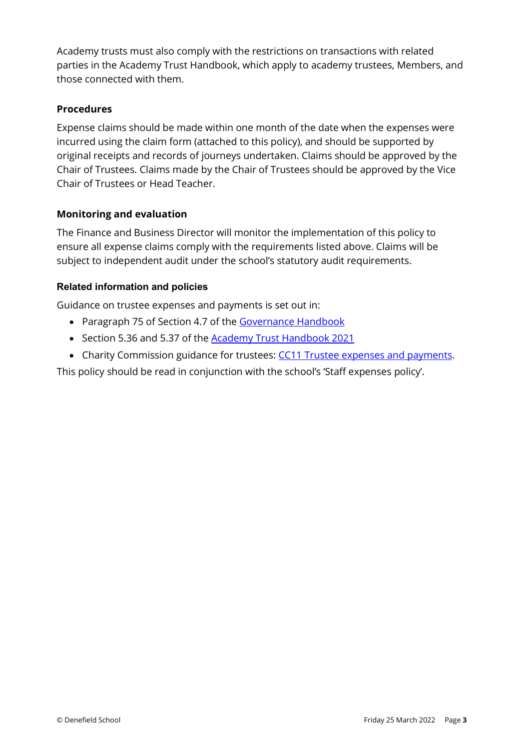Academy trusts must also comply with the restrictions on transactions with related parties in the Academy Trust Handbook, which apply to academy trustees, Members, and those connected with them.

### Procedures

Expense claims should be made within one month of the date when the expenses were incurred using the claim form (attached to this policy), and should be supported by original receipts and records of journeys undertaken. Claims should be approved by the Chair of Trustees. Claims made by the Chair of Trustees should be approved by the Vice Chair of Trustees or Head Teacher.

### Monitoring and evaluation

The Finance and Business Director will monitor the implementation of this policy to ensure all expense claims comply with the requirements listed above. Claims will be subject to independent audit under the school's statutory audit requirements.

### Related information and policies

Guidance on trustee expenses and payments is set out in:

- Paragraph 75 of Section 4.7 of the Governance Handbook
- Section 5.36 and 5.37 of the Academy Trust Handbook 2021
- Charity Commission guidance for trustees: CC11 Trustee expenses and payments.

This policy should be read in conjunction with the school's 'Staff expenses policy'.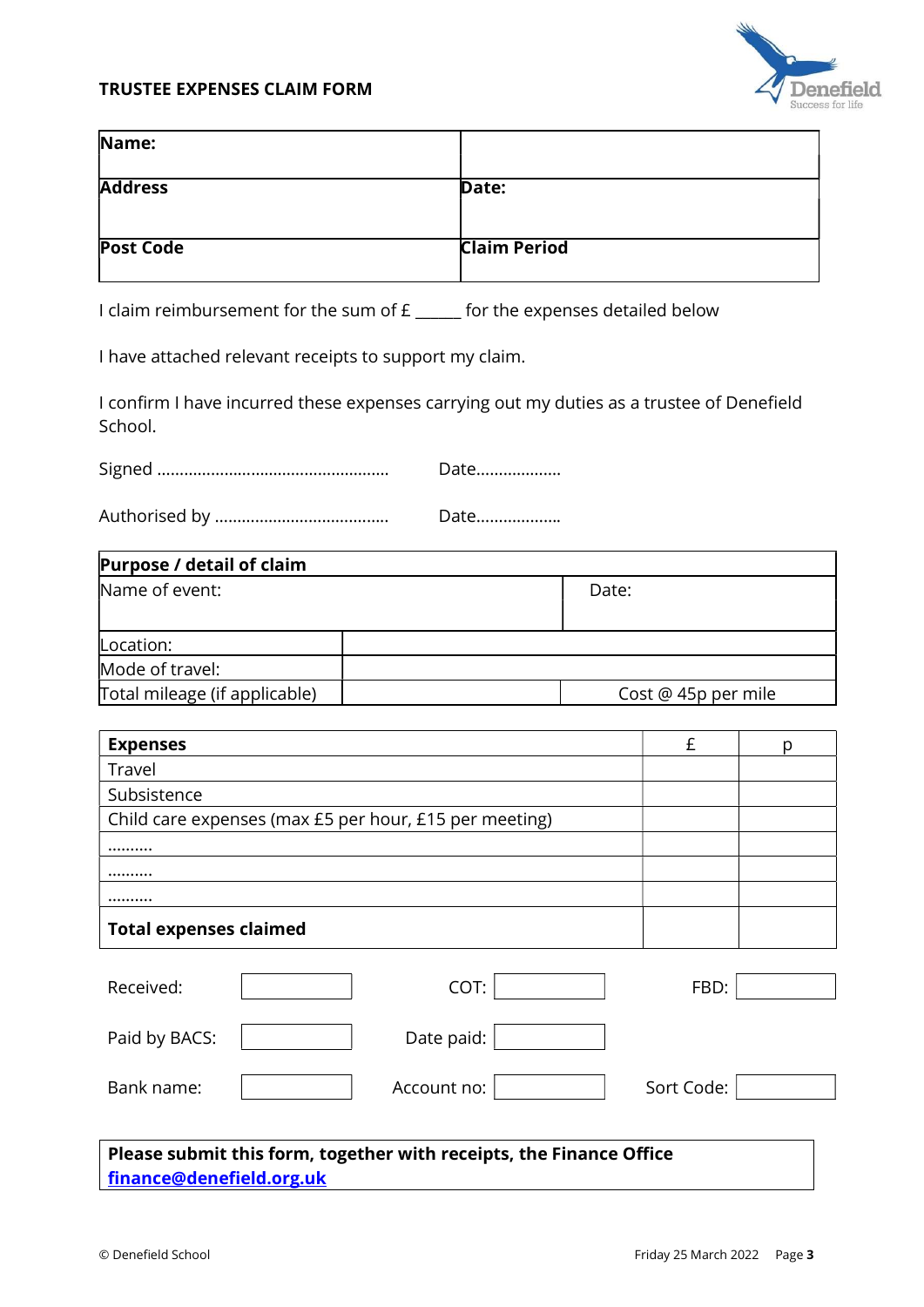## TRUSTEE EXPENSES CLAIM FORM

| | |
|---|---|
| **Name:** | |
| **Address** | **Date:** |
| **Post Code** | **Claim Period** |

I claim reimbursement for the sum of £ ______ for the expenses detailed below

I have attached relevant receipts to support my claim.

I confirm I have incurred these expenses carrying out my duties as a trustee of Denefield School.

Signed ………………………………………………… Date……………….

Authorised by ………………………………… Date……………….

| **Purpose / detail of claim** | | |
|---|---|---|
| Name of event: | | Date: |
| Location: | | |
| Mode of travel: | | |
| Total mileage (if applicable) | | Cost @ 45p per mile |

| **Expenses** | £ | p |
|---|---|---|
| Travel | | |
| Subsistence | | |
| Child care expenses (max £5 per hour, £15 per meeting) | | |
| ………. | | |
| ………. | | |
| ………. | | |
| **Total expenses claimed** | | |

| | | | | | |
|---|---|---|---|---|---|
| Received: | | COT: | | FBD: | |
| Paid by BACS: | | Date paid: | | | |
| Bank name: | | Account no: | | Sort Code: | |

**Please submit this form, together with receipts, the Finance Office**
**finance@denefield.org.uk**